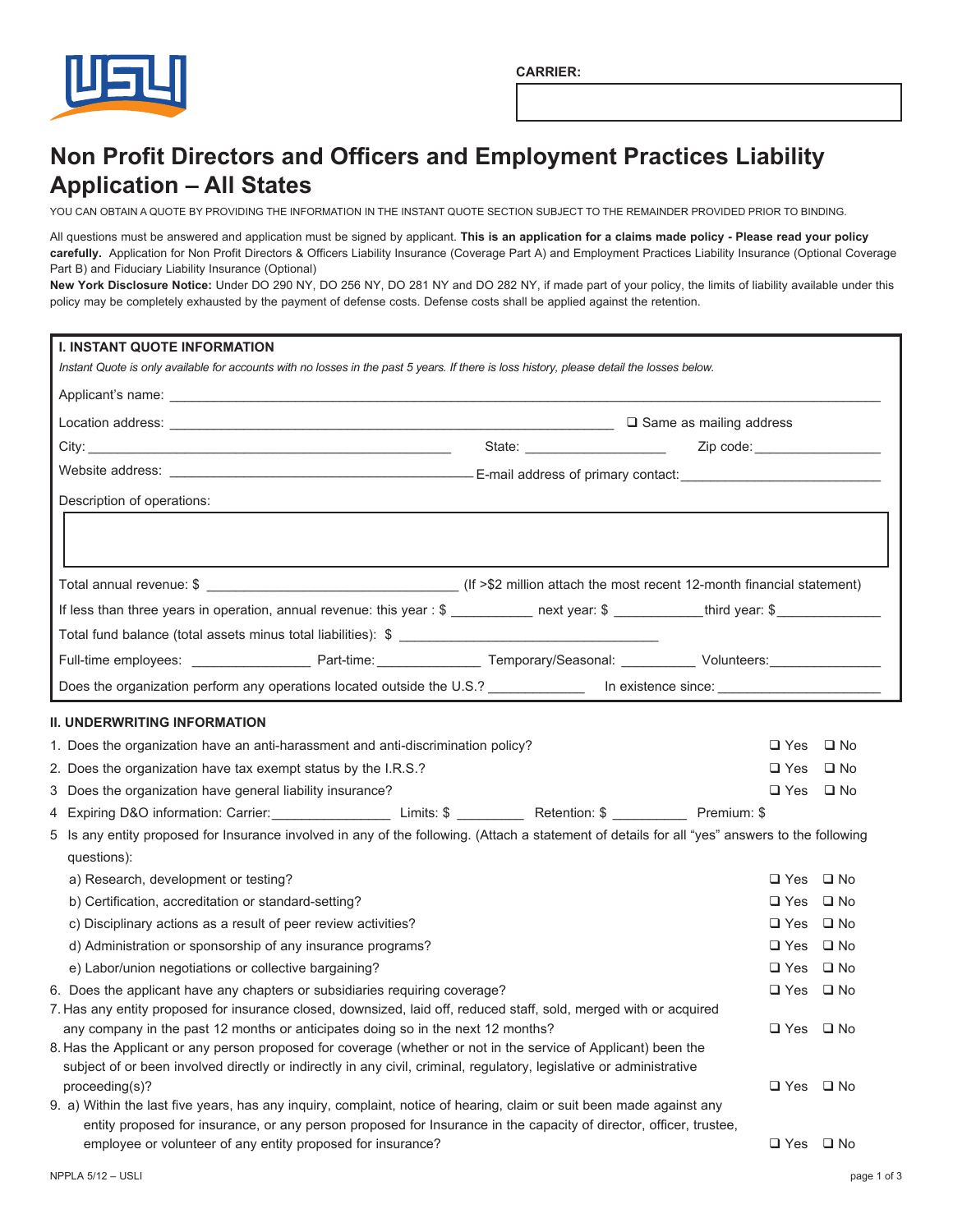CARRIER:

# Non Profit Directors and Officers and Employment Practices Liability Application – All States

YOU CAN OBTAIN A QUOTE BY PROVIDING THE INFORMATION IN THE INSTANT QUOTE SECTION SUBJECT TO THE REMAINDER PROVIDED PRIOR TO BINDING.

All questions must be answered and application must be signed by applicant. **This is an application for a claims made policy - Please read your policy carefully.** Application for Non Profit Directors & Officers Liability Insurance (Coverage Part A) and Employment Practices Liability Insurance (Optional Coverage Part B) and Fiduciary Liability Insurance (Optional)

**New York Disclosure Notice:** Under DO 290 NY, DO 256 NY, DO 281 NY and DO 282 NY, if made part of your policy, the limits of liability available under this policy may be completely exhausted by the payment of defense costs. Defense costs shall be applied against the retention.

## I. INSTANT QUOTE INFORMATION

*Instant Quote is only available for accounts with no losses in the past 5 years. If there is loss history, please detail the losses below.*

Applicant's name: ______________________________

Location address: ______________________________ ❑ Same as mailing address

City: ____________________ State: ____________ Zip code: ____________

Website address: ____________________ E-mail address of primary contact: ____________________

Description of operations:

Total annual revenue: $ ____________________ (If >$2 million attach the most recent 12-month financial statement)

If less than three years in operation, annual revenue: this year : $ __________ next year: $ __________ third year: $ __________

Total fund balance (total assets minus total liabilities): $ ____________________

Full-time employees: __________ Part-time: __________ Temporary/Seasonal: __________ Volunteers: __________

Does the organization perform any operations located outside the U.S.? __________ In existence since: __________

## II. UNDERWRITING INFORMATION

1. Does the organization have an anti-harassment and anti-discrimination policy? ❑ Yes ❑ No
2. Does the organization have tax exempt status by the I.R.S.? ❑ Yes ❑ No
3. Does the organization have general liability insurance? ❑ Yes ❑ No
4. Expiring D&O information: Carrier: __________ Limits: $ __________ Retention: $ __________ Premium: $
5. Is any entity proposed for Insurance involved in any of the following. (Attach a statement of details for all "yes" answers to the following questions):
   - a) Research, development or testing? ❑ Yes ❑ No
   - b) Certification, accreditation or standard-setting? ❑ Yes ❑ No
   - c) Disciplinary actions as a result of peer review activities? ❑ Yes ❑ No
   - d) Administration or sponsorship of any insurance programs? ❑ Yes ❑ No
   - e) Labor/union negotiations or collective bargaining? ❑ Yes ❑ No
6. Does the applicant have any chapters or subsidiaries requiring coverage? ❑ Yes ❑ No
7. Has any entity proposed for insurance closed, downsized, laid off, reduced staff, sold, merged with or acquired any company in the past 12 months or anticipates doing so in the next 12 months? ❑ Yes ❑ No
8. Has the Applicant or any person proposed for coverage (whether or not in the service of Applicant) been the subject of or been involved directly or indirectly in any civil, criminal, regulatory, legislative or administrative proceeding(s)? ❑ Yes ❑ No
9. a) Within the last five years, has any inquiry, complaint, notice of hearing, claim or suit been made against any entity proposed for insurance, or any person proposed for Insurance in the capacity of director, officer, trustee, employee or volunteer of any entity proposed for insurance? ❑ Yes ❑ No

NPPLA 5/12 – USLI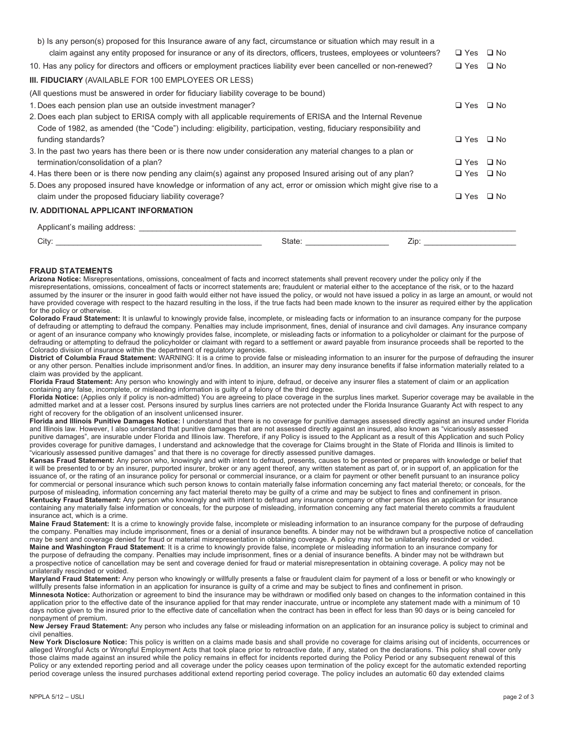b) Is any person(s) proposed for this Insurance aware of any fact, circumstance or situation which may result in a claim against any entity proposed for insurance or any of its directors, officers, trustees, employees or volunteers? ❑ Yes ❑ No

10. Has any policy for directors and officers or employment practices liability ever been cancelled or non-renewed? ❑ Yes ❑ No

## III. FIDUCIARY (AVAILABLE FOR 100 EMPLOYEES OR LESS)

(All questions must be answered in order for fiduciary liability coverage to be bound)

1. Does each pension plan use an outside investment manager? ❑ Yes ❑ No
2. Does each plan subject to ERISA comply with all applicable requirements of ERISA and the Internal Revenue Code of 1982, as amended (the "Code") including: eligibility, participation, vesting, fiduciary responsibility and funding standards? ❑ Yes ❑ No
3. In the past two years has there been or is there now under consideration any material changes to a plan or termination/consolidation of a plan? ❑ Yes ❑ No
4. Has there been or is there now pending any claim(s) against any proposed Insured arising out of any plan? ❑ Yes ❑ No
5. Does any proposed insured have knowledge or information of any act, error or omission which might give rise to a claim under the proposed fiduciary liability coverage? ❑ Yes ❑ No

## IV. ADDITIONAL APPLICANT INFORMATION

Applicant's mailing address: ______________________________________________

City: ______________________ State: ______________ Zip: ______________

## FRAUD STATEMENTS

**Arizona Notice:** Misrepresentations, omissions, concealment of facts and incorrect statements shall prevent recovery under the policy only if the misrepresentations, omissions, concealment of facts or incorrect statements are; fraudulent or material either to the acceptance of the risk, or to the hazard assumed by the insurer or the insurer in good faith would either not have issued the policy, or would not have issued a policy in as large an amount, or would not have provided coverage with respect to the hazard resulting in the loss, if the true facts had been made known to the insurer as required either by the application for the policy or otherwise.

**Colorado Fraud Statement:** It is unlawful to knowingly provide false, incomplete, or misleading facts or information to an insurance company for the purpose of defrauding or attempting to defraud the company. Penalties may include imprisonment, fines, denial of insurance and civil damages. Any insurance company or agent of an insurance company who knowingly provides false, incomplete, or misleading facts or information to a policyholder or claimant for the purpose of defrauding or attempting to defraud the policyholder or claimant with regard to a settlement or award payable from insurance proceeds shall be reported to the Colorado division of insurance within the department of regulatory agencies.

**District of Columbia Fraud Statement:** WARNING: It is a crime to provide false or misleading information to an insurer for the purpose of defrauding the insurer or any other person. Penalties include imprisonment and/or fines. In addition, an insurer may deny insurance benefits if false information materially related to a claim was provided by the applicant.

**Florida Fraud Statement:** Any person who knowingly and with intent to injure, defraud, or deceive any insurer files a statement of claim or an application containing any false, incomplete, or misleading information is guilty of a felony of the third degree.

**Florida Notice:** (Applies only if policy is non-admitted) You are agreeing to place coverage in the surplus lines market. Superior coverage may be available in the admitted market and at a lesser cost. Persons insured by surplus lines carriers are not protected under the Florida Insurance Guaranty Act with respect to any right of recovery for the obligation of an insolvent unlicensed insurer.

**Florida and Illinois Punitive Damages Notice:** I understand that there is no coverage for punitive damages assessed directly against an insured under Florida and Illinois law. However, I also understand that punitive damages that are not assessed directly against an insured, also known as "vicariously assessed punitive damages", are insurable under Florida and Illinois law. Therefore, if any Policy is issued to the Applicant as a result of this Application and such Policy provides coverage for punitive damages, I understand and acknowledge that the coverage for Claims brought in the State of Florida and Illinois is limited to "vicariously assessed punitive damages" and that there is no coverage for directly assessed punitive damages.

**Kansas Fraud Statement:** Any person who, knowingly and with intent to defraud, presents, causes to be presented or prepares with knowledge or belief that it will be presented to or by an insurer, purported insurer, broker or any agent thereof, any written statement as part of, or in support of, an application for the issuance of, or the rating of an insurance policy for personal or commercial insurance, or a claim for payment or other benefit pursuant to an insurance policy for commercial or personal insurance which such person knows to contain materially false information concerning any fact material thereto; or conceals, for the purpose of misleading, information concerning any fact material thereto may be guilty of a crime and may be subject to fines and confinement in prison.

**Kentucky Fraud Statement:** Any person who knowingly and with intent to defraud any insurance company or other person files an application for insurance containing any materially false information or conceals, for the purpose of misleading, information concerning any fact material thereto commits a fraudulent insurance act, which is a crime.

**Maine Fraud Statement:** It is a crime to knowingly provide false, incomplete or misleading information to an insurance company for the purpose of defrauding the company. Penalties may include imprisonment, fines or a denial of insurance benefits. A binder may not be withdrawn but a prospective notice of cancellation may be sent and coverage denied for fraud or material misrepresentation in obtaining coverage. A policy may not be unilaterally rescinded or voided.

**Maine and Washington Fraud Statement**: It is a crime to knowingly provide false, incomplete or misleading information to an insurance company for the purpose of defrauding the company. Penalties may include imprisonment, fines or a denial of insurance benefits. A binder may not be withdrawn but a prospective notice of cancellation may be sent and coverage denied for fraud or material misrepresentation in obtaining coverage. A policy may not be unilaterally rescinded or voided.

**Maryland Fraud Statement:** Any person who knowingly or willfully presents a false or fraudulent claim for payment of a loss or benefit or who knowingly or willfully presents false information in an application for insurance is guilty of a crime and may be subject to fines and confinement in prison.

**Minnesota Notice:** Authorization or agreement to bind the insurance may be withdrawn or modified only based on changes to the information contained in this application prior to the effective date of the insurance applied for that may render inaccurate, untrue or incomplete any statement made with a minimum of 10 days notice given to the insured prior to the effective date of cancellation when the contract has been in effect for less than 90 days or is being canceled for nonpayment of premium.

**New Jersey Fraud Statement:** Any person who includes any false or misleading information on an application for an insurance policy is subject to criminal and civil penalties.

**New York Disclosure Notice:** This policy is written on a claims made basis and shall provide no coverage for claims arising out of incidents, occurrences or alleged Wrongful Acts or Wrongful Employment Acts that took place prior to retroactive date, if any, stated on the declarations. This policy shall cover only those claims made against an insured while the policy remains in effect for incidents reported during the Policy Period or any subsequent renewal of this Policy or any extended reporting period and all coverage under the policy ceases upon termination of the policy except for the automatic extended reporting period coverage unless the insured purchases additional extend reporting period coverage. The policy includes an automatic 60 day extended claims

NPPLA 5/12 – USLI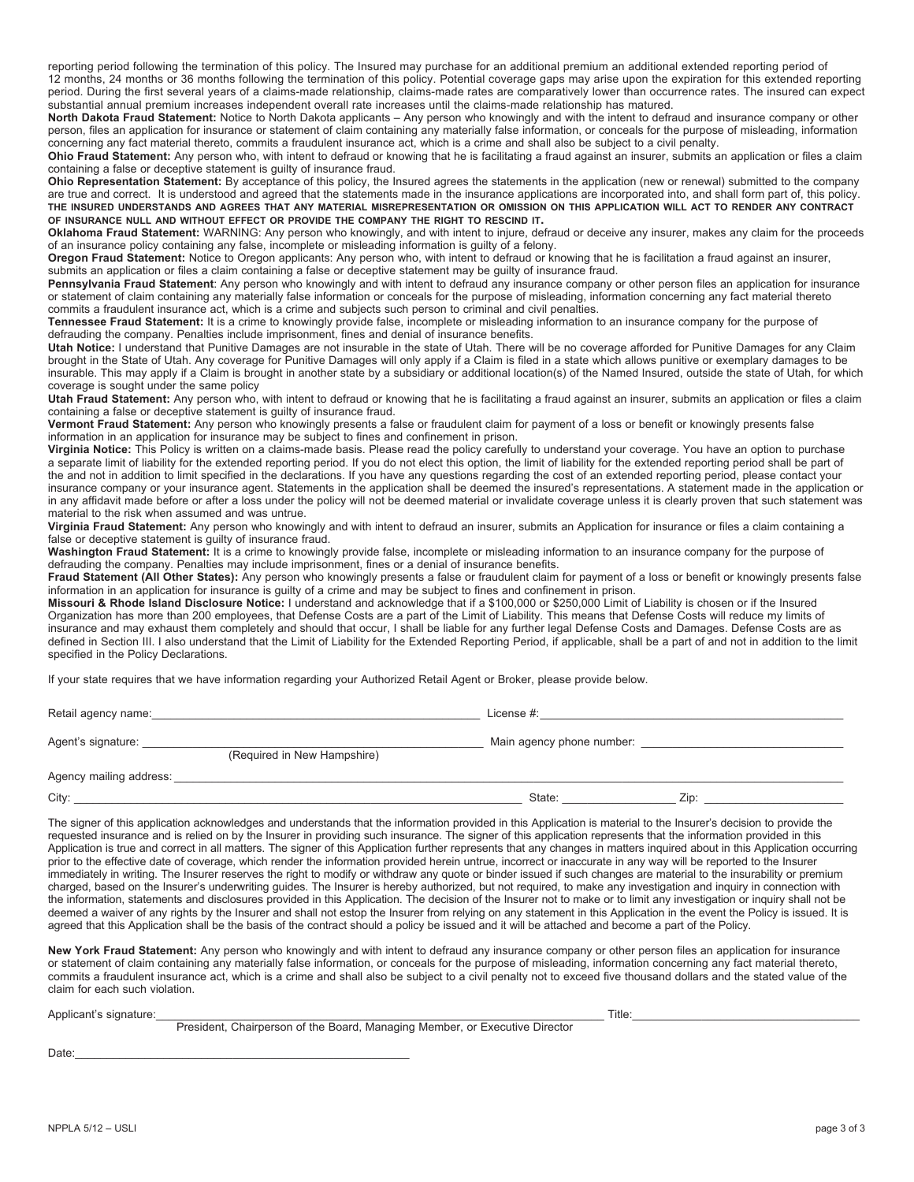reporting period following the termination of this policy. The Insured may purchase for an additional premium an additional extended reporting period of 12 months, 24 months or 36 months following the termination of this policy. Potential coverage gaps may arise upon the expiration for this extended reporting period. During the first several years of a claims-made relationship, claims-made rates are comparatively lower than occurrence rates. The insured can expect substantial annual premium increases independent overall rate increases until the claims-made relationship has matured.

**North Dakota Fraud Statement:** Notice to North Dakota applicants – Any person who knowingly and with the intent to defraud and insurance company or other person, files an application for insurance or statement of claim containing any materially false information, or conceals for the purpose of misleading, information concerning any fact material thereto, commits a fraudulent insurance act, which is a crime and shall also be subject to a civil penalty.

**Ohio Fraud Statement:** Any person who, with intent to defraud or knowing that he is facilitating a fraud against an insurer, submits an application or files a claim containing a false or deceptive statement is guilty of insurance fraud.

**Ohio Representation Statement:** By acceptance of this policy, the Insured agrees the statements in the application (new or renewal) submitted to the company are true and correct. It is understood and agreed that the statements made in the insurance applications are incorporated into, and shall form part of, this policy. **THE INSURED UNDERSTANDS AND AGREES THAT ANY MATERIAL MISREPRESENTATION OR OMISSION ON THIS APPLICATION WILL ACT TO RENDER ANY CONTRACT OF INSURANCE NULL AND WITHOUT EFFECT OR PROVIDE THE COMPANY THE RIGHT TO RESCIND IT.**

**Oklahoma Fraud Statement:** WARNING: Any person who knowingly, and with intent to injure, defraud or deceive any insurer, makes any claim for the proceeds of an insurance policy containing any false, incomplete or misleading information is guilty of a felony.

**Oregon Fraud Statement:** Notice to Oregon applicants: Any person who, with intent to defraud or knowing that he is facilitation a fraud against an insurer, submits an application or files a claim containing a false or deceptive statement may be guilty of insurance fraud.

**Pennsylvania Fraud Statement**: Any person who knowingly and with intent to defraud any insurance company or other person files an application for insurance or statement of claim containing any materially false information or conceals for the purpose of misleading, information concerning any fact material thereto commits a fraudulent insurance act, which is a crime and subjects such person to criminal and civil penalties.

**Tennessee Fraud Statement:** It is a crime to knowingly provide false, incomplete or misleading information to an insurance company for the purpose of defrauding the company. Penalties include imprisonment, fines and denial of insurance benefits.

**Utah Notice:** I understand that Punitive Damages are not insurable in the state of Utah. There will be no coverage afforded for Punitive Damages for any Claim brought in the State of Utah. Any coverage for Punitive Damages will only apply if a Claim is filed in a state which allows punitive or exemplary damages to be insurable. This may apply if a Claim is brought in another state by a subsidiary or additional location(s) of the Named Insured, outside the state of Utah, for which coverage is sought under the same policy

**Utah Fraud Statement:** Any person who, with intent to defraud or knowing that he is facilitating a fraud against an insurer, submits an application or files a claim containing a false or deceptive statement is guilty of insurance fraud.

**Vermont Fraud Statement:** Any person who knowingly presents a false or fraudulent claim for payment of a loss or benefit or knowingly presents false information in an application for insurance may be subject to fines and confinement in prison.

**Virginia Notice:** This Policy is written on a claims-made basis. Please read the policy carefully to understand your coverage. You have an option to purchase a separate limit of liability for the extended reporting period. If you do not elect this option, the limit of liability for the extended reporting period shall be part of the and not in addition to limit specified in the declarations. If you have any questions regarding the cost of an extended reporting period, please contact your insurance company or your insurance agent. Statements in the application shall be deemed the insured's representations. A statement made in the application or in any affidavit made before or after a loss under the policy will not be deemed material or invalidate coverage unless it is clearly proven that such statement was material to the risk when assumed and was untrue.

**Virginia Fraud Statement:** Any person who knowingly and with intent to defraud an insurer, submits an Application for insurance or files a claim containing a false or deceptive statement is guilty of insurance fraud.

**Washington Fraud Statement:** It is a crime to knowingly provide false, incomplete or misleading information to an insurance company for the purpose of defrauding the company. Penalties may include imprisonment, fines or a denial of insurance benefits.

**Fraud Statement (All Other States):** Any person who knowingly presents a false or fraudulent claim for payment of a loss or benefit or knowingly presents false information in an application for insurance is guilty of a crime and may be subject to fines and confinement in prison.

**Missouri & Rhode Island Disclosure Notice:** I understand and acknowledge that if a $100,000 or $250,000 Limit of Liability is chosen or if the Insured Organization has more than 200 employees, that Defense Costs are a part of the Limit of Liability. This means that Defense Costs will reduce my limits of insurance and may exhaust them completely and should that occur, I shall be liable for any further legal Defense Costs and Damages. Defense Costs are as defined in Section III. I also understand that the Limit of Liability for the Extended Reporting Period, if applicable, shall be a part of and not in addition to the limit specified in the Policy Declarations.

If your state requires that we have information regarding your Authorized Retail Agent or Broker, please provide below.

Retail agency name: ______________________ License #: ______________________

Agent's signature: ______________________ Main agency phone number: ______________________
(Required in New Hampshire)

Agency mailing address: ______________________

City: ______________________ State: __________ Zip: __________

The signer of this application acknowledges and understands that the information provided in this Application is material to the Insurer's decision to provide the requested insurance and is relied on by the Insurer in providing such insurance. The signer of this application represents that the information provided in this Application is true and correct in all matters. The signer of this Application further represents that any changes in matters inquired about in this Application occurring prior to the effective date of coverage, which render the information provided herein untrue, incorrect or inaccurate in any way will be reported to the Insurer immediately in writing. The Insurer reserves the right to modify or withdraw any quote or binder issued if such changes are material to the insurability or premium charged, based on the Insurer's underwriting guides. The Insurer is hereby authorized, but not required, to make any investigation and inquiry in connection with the information, statements and disclosures provided in this Application. The decision of the Insurer not to make or to limit any investigation or inquiry shall not be deemed a waiver of any rights by the Insurer and shall not estop the Insurer from relying on any statement in this Application in the event the Policy is issued. It is agreed that this Application shall be the basis of the contract should a policy be issued and it will be attached and become a part of the Policy.

**New York Fraud Statement:** Any person who knowingly and with intent to defraud any insurance company or other person files an application for insurance or statement of claim containing any materially false information, or conceals for the purpose of misleading, information concerning any fact material thereto, commits a fraudulent insurance act, which is a crime and shall also be subject to a civil penalty not to exceed five thousand dollars and the stated value of the claim for each such violation.

Applicant's signature: ______________________ Title: ______________________
President, Chairperson of the Board, Managing Member, or Executive Director

Date: ______________________

NPPLA 5/12 – USLI